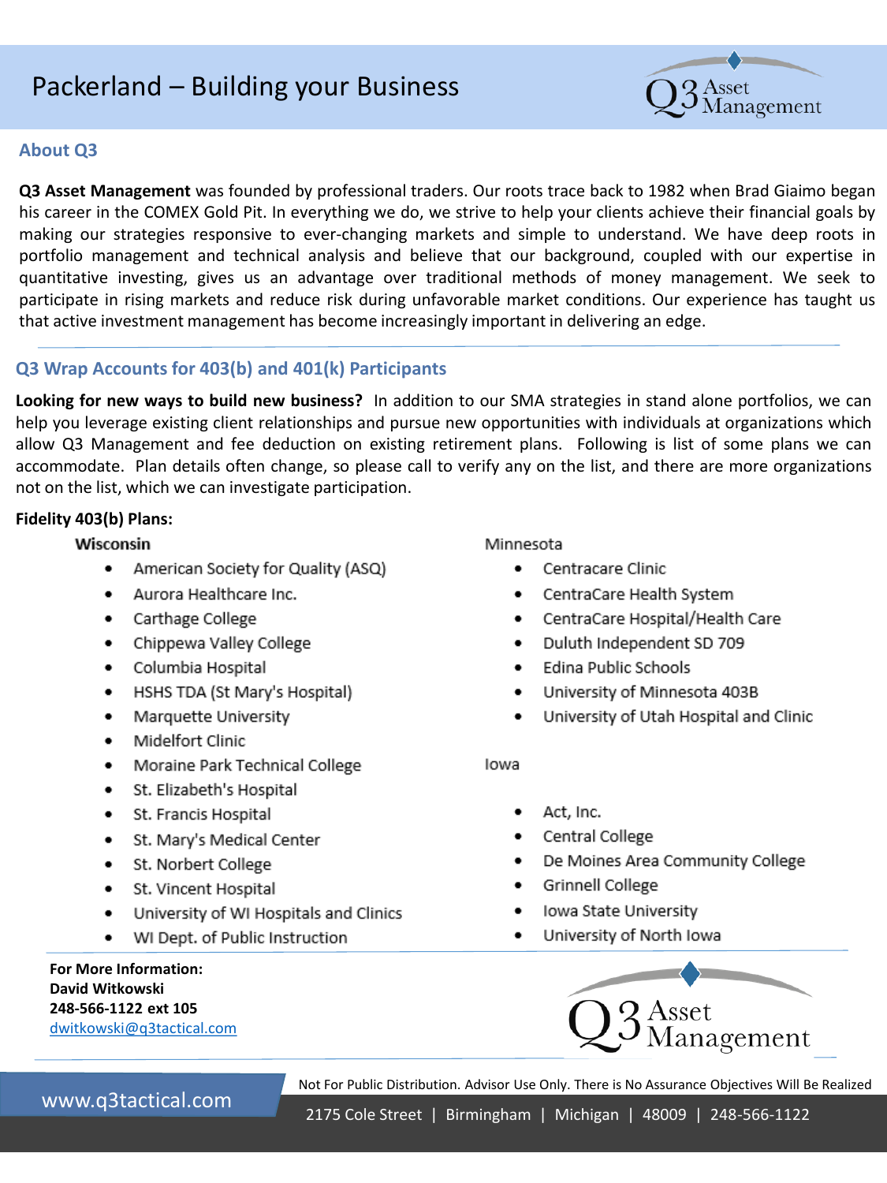# Packerland – Building your Business

## About Q3

**Q3 Asset Management** was founded by professional traders. Our roots trace back to 1982 when Brad Giaimo began his career in the COMEX Gold Pit. In everything we do, we strive to help your clients achieve their financial goals by making our strategies responsive to ever-changing markets and simple to understand. We have deep roots in portfolio management and technical analysis and believe that our background, coupled with our expertise in quantitative investing, gives us an advantage over traditional methods of money management. We seek to participate in rising markets and reduce risk during unfavorable market conditions. Our experience has taught us that active investment management has become increasingly important in delivering an edge.

## Q3 Wrap Accounts for 403(b) and 401(k) Participants

**Looking for new ways to build new business?** In addition to our SMA strategies in stand alone portfolios, we can help you leverage existing client relationships and pursue new opportunities with individuals at organizations which allow Q3 Management and fee deduction on existing retirement plans. Following is list of some plans we can accommodate. Plan details often change, so please call to verify any on the list, and there are more organizations not on the list, which we can investigate participation.

**Fidelity 403(b) Plans:**

**Wisconsin**

- American Society for Quality (ASQ)
- Aurora Healthcare Inc.
- Carthage College
- Chippewa Valley College
- Columbia Hospital
- HSHS TDA (St Mary's Hospital)
- Marquette University
- Midelfort Clinic
- Moraine Park Technical College
- St. Elizabeth's Hospital
- St. Francis Hospital
- St. Mary's Medical Center
- St. Norbert College
- St. Vincent Hospital
- University of WI Hospitals and Clinics
- WI Dept. of Public Instruction

Minnesota

- Centracare Clinic
- CentraCare Health System
- CentraCare Hospital/Health Care
- Duluth Independent SD 709
- Edina Public Schools
- University of Minnesota 403B
- University of Utah Hospital and Clinic

Iowa

- Act, Inc.
- Central College
- De Moines Area Community College
- Grinnell College
- Iowa State University
- University of North Iowa

**For More Information:**
**David Witkowski**
**248-566-1122 ext 105**
dwitkowski@q3tactical.com

Not For Public Distribution. Advisor Use Only. There is No Assurance Objectives Will Be Realized

www.q3tactical.com

2175 Cole Street | Birmingham | Michigan | 48009 | 248-566-1122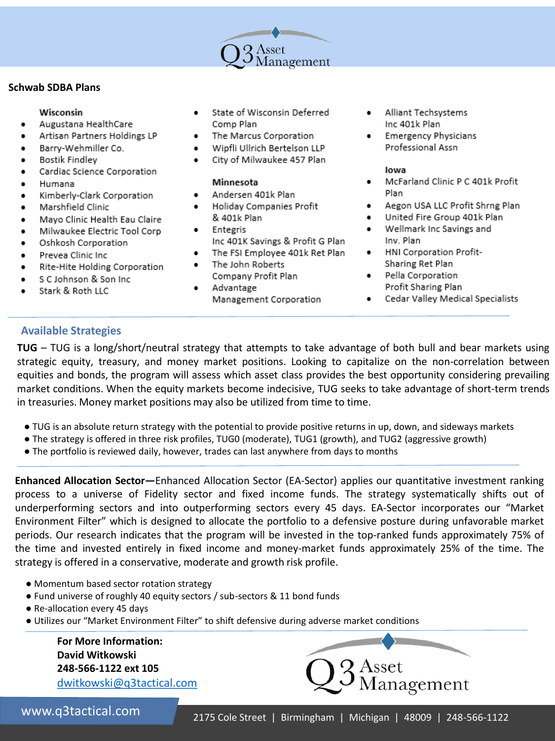## Schwab SDBA Plans

**Wisconsin**

- Augustana HealthCare
- Artisan Partners Holdings LP
- Barry-Wehmiller Co.
- Bostik Findley
- Cardiac Science Corporation
- Humana
- Kimberly-Clark Corporation
- Marshfield Clinic
- Mayo Clinic Health Eau Claire
- Milwaukee Electric Tool Corp
- Oshkosh Corporation
- Prevea Clinic Inc
- Rite-Hite Holding Corporation
- S C Johnson & Son Inc
- Stark & Roth LLC
- State of Wisconsin Deferred Comp Plan
- The Marcus Corporation
- Wipfli Ullrich Bertelson LLP
- City of Milwaukee 457 Plan

**Minnesota**

- Andersen 401k Plan
- Holiday Companies Profit & 401k Plan
- Entegris Inc 401K Savings & Profit G Plan
- The FSI Employee 401k Ret Plan
- The John Roberts Company Profit Plan
- Advantage Management Corporation
- Alliant Techsystems Inc 401k Plan
- Emergency Physicians Professional Assn

**Iowa**

- McFarland Clinic P C 401k Profit Plan
- Aegon USA LLC Profit Shrng Plan
- United Fire Group 401k Plan
- Wellmark Inc Savings and Inv. Plan
- HNI Corporation Profit-Sharing Ret Plan
- Pella Corporation Profit Sharing Plan
- Cedar Valley Medical Specialists

## Available Strategies

**TUG** – TUG is a long/short/neutral strategy that attempts to take advantage of both bull and bear markets using strategic equity, treasury, and money market positions. Looking to capitalize on the non-correlation between equities and bonds, the program will assess which asset class provides the best opportunity considering prevailing market conditions. When the equity markets become indecisive, TUG seeks to take advantage of short-term trends in treasuries. Money market positions may also be utilized from time to time.

- TUG is an absolute return strategy with the potential to provide positive returns in up, down, and sideways markets
- The strategy is offered in three risk profiles, TUG0 (moderate), TUG1 (growth), and TUG2 (aggressive growth)
- The portfolio is reviewed daily, however, trades can last anywhere from days to months

**Enhanced Allocation Sector—**Enhanced Allocation Sector (EA-Sector) applies our quantitative investment ranking process to a universe of Fidelity sector and fixed income funds. The strategy systematically shifts out of underperforming sectors and into outperforming sectors every 45 days. EA-Sector incorporates our "Market Environment Filter" which is designed to allocate the portfolio to a defensive posture during unfavorable market periods. Our research indicates that the program will be invested in the top-ranked funds approximately 75% of the time and invested entirely in fixed income and money-market funds approximately 25% of the time. The strategy is offered in a conservative, moderate and growth risk profile.

- Momentum based sector rotation strategy
- Fund universe of roughly 40 equity sectors / sub-sectors & 11 bond funds
- Re-allocation every 45 days
- Utilizes our "Market Environment Filter" to shift defensive during adverse market conditions

**For More Information:**
**David Witkowski**
**248-566-1122 ext 105**
dwitkowski@q3tactical.com

www.q3tactical.com

2175 Cole Street | Birmingham | Michigan | 48009 | 248-566-1122